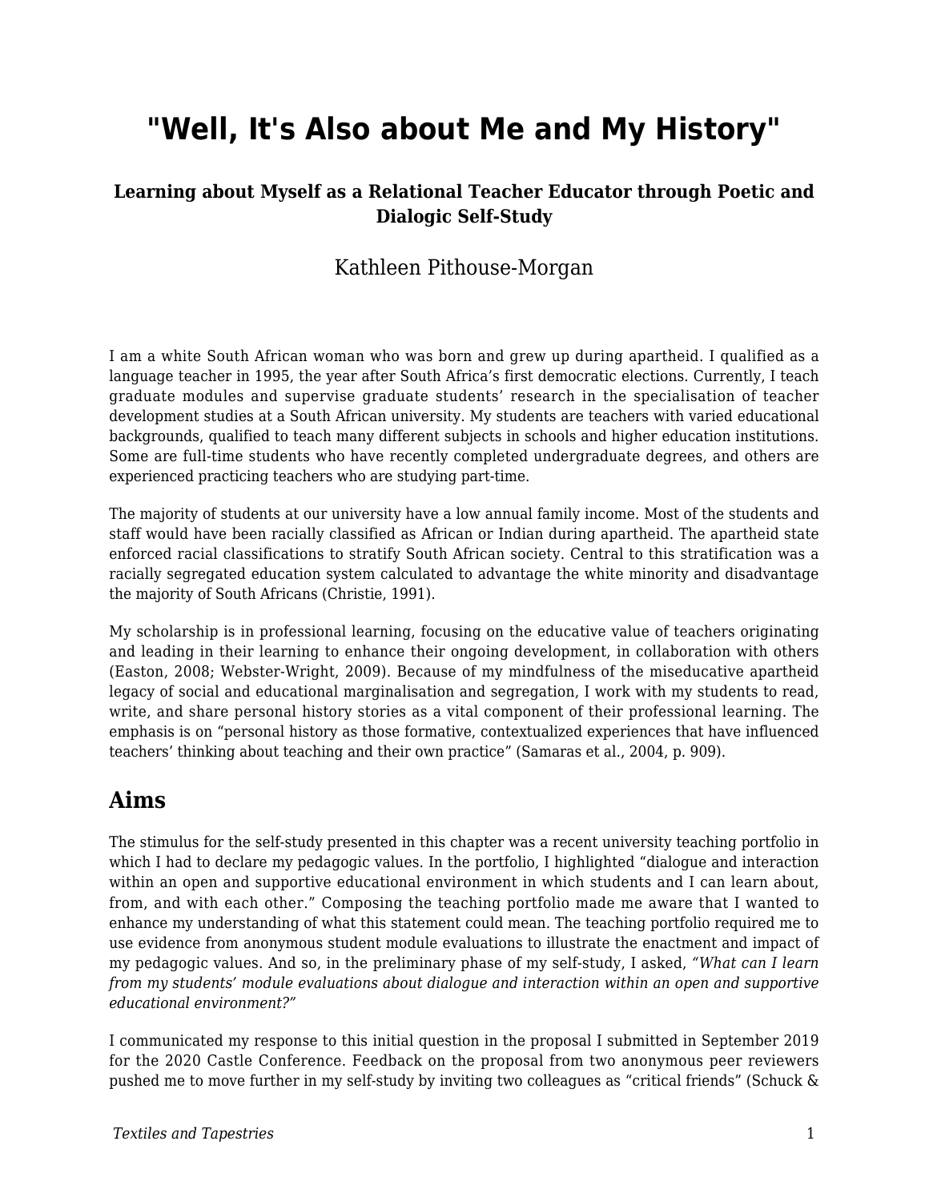# "Well, It's Also about Me and My History"

### Learning about Myself as a Relational Teacher Educator through Poetic and Dialogic Self-Study

Kathleen Pithouse-Morgan

I am a white South African woman who was born and grew up during apartheid. I qualified as a language teacher in 1995, the year after South Africa's first democratic elections. Currently, I teach graduate modules and supervise graduate students' research in the specialisation of teacher development studies at a South African university. My students are teachers with varied educational backgrounds, qualified to teach many different subjects in schools and higher education institutions. Some are full-time students who have recently completed undergraduate degrees, and others are experienced practicing teachers who are studying part-time.

The majority of students at our university have a low annual family income. Most of the students and staff would have been racially classified as African or Indian during apartheid. The apartheid state enforced racial classifications to stratify South African society. Central to this stratification was a racially segregated education system calculated to advantage the white minority and disadvantage the majority of South Africans (Christie, 1991).

My scholarship is in professional learning, focusing on the educative value of teachers originating and leading in their learning to enhance their ongoing development, in collaboration with others (Easton, 2008; Webster-Wright, 2009). Because of my mindfulness of the miseducative apartheid legacy of social and educational marginalisation and segregation, I work with my students to read, write, and share personal history stories as a vital component of their professional learning. The emphasis is on "personal history as those formative, contextualized experiences that have influenced teachers' thinking about teaching and their own practice" (Samaras et al., 2004, p. 909).

## Aims

The stimulus for the self-study presented in this chapter was a recent university teaching portfolio in which I had to declare my pedagogic values. In the portfolio, I highlighted "dialogue and interaction within an open and supportive educational environment in which students and I can learn about, from, and with each other." Composing the teaching portfolio made me aware that I wanted to enhance my understanding of what this statement could mean. The teaching portfolio required me to use evidence from anonymous student module evaluations to illustrate the enactment and impact of my pedagogic values. And so, in the preliminary phase of my self-study, I asked, *"What can I learn from my students' module evaluations about dialogue and interaction within an open and supportive educational environment?"*

I communicated my response to this initial question in the proposal I submitted in September 2019 for the 2020 Castle Conference. Feedback on the proposal from two anonymous peer reviewers pushed me to move further in my self-study by inviting two colleagues as "critical friends" (Schuck &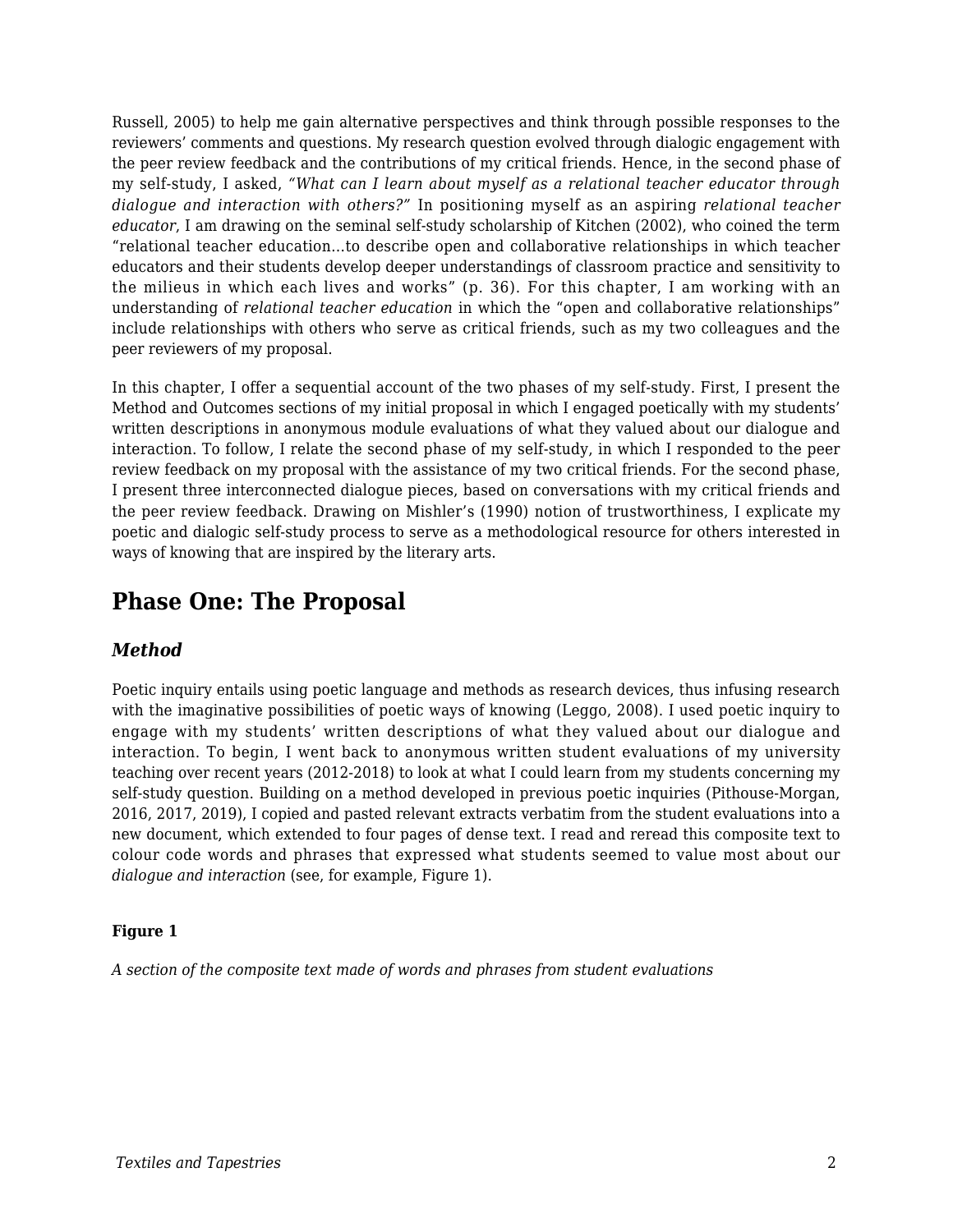Russell, 2005) to help me gain alternative perspectives and think through possible responses to the reviewers' comments and questions. My research question evolved through dialogic engagement with the peer review feedback and the contributions of my critical friends. Hence, in the second phase of my self-study, I asked, *"What can I learn about myself as a relational teacher educator through dialogue and interaction with others?"* In positioning myself as an aspiring *relational teacher educator*, I am drawing on the seminal self-study scholarship of Kitchen (2002), who coined the term "relational teacher education…to describe open and collaborative relationships in which teacher educators and their students develop deeper understandings of classroom practice and sensitivity to the milieus in which each lives and works" (p. 36). For this chapter, I am working with an understanding of *relational teacher education* in which the "open and collaborative relationships" include relationships with others who serve as critical friends, such as my two colleagues and the peer reviewers of my proposal.

In this chapter, I offer a sequential account of the two phases of my self-study. First, I present the Method and Outcomes sections of my initial proposal in which I engaged poetically with my students' written descriptions in anonymous module evaluations of what they valued about our dialogue and interaction. To follow, I relate the second phase of my self-study, in which I responded to the peer review feedback on my proposal with the assistance of my two critical friends. For the second phase, I present three interconnected dialogue pieces, based on conversations with my critical friends and the peer review feedback. Drawing on Mishler's (1990) notion of trustworthiness, I explicate my poetic and dialogic self-study process to serve as a methodological resource for others interested in ways of knowing that are inspired by the literary arts.

## Phase One: The Proposal

### *Method*

Poetic inquiry entails using poetic language and methods as research devices, thus infusing research with the imaginative possibilities of poetic ways of knowing (Leggo, 2008). I used poetic inquiry to engage with my students' written descriptions of what they valued about our dialogue and interaction. To begin, I went back to anonymous written student evaluations of my university teaching over recent years (2012-2018) to look at what I could learn from my students concerning my self-study question. Building on a method developed in previous poetic inquiries (Pithouse-Morgan, 2016, 2017, 2019), I copied and pasted relevant extracts verbatim from the student evaluations into a new document, which extended to four pages of dense text. I read and reread this composite text to colour code words and phrases that expressed what students seemed to value most about our *dialogue and interaction* (see, for example, Figure 1).

**Figure 1**

*A section of the composite text made of words and phrases from student evaluations*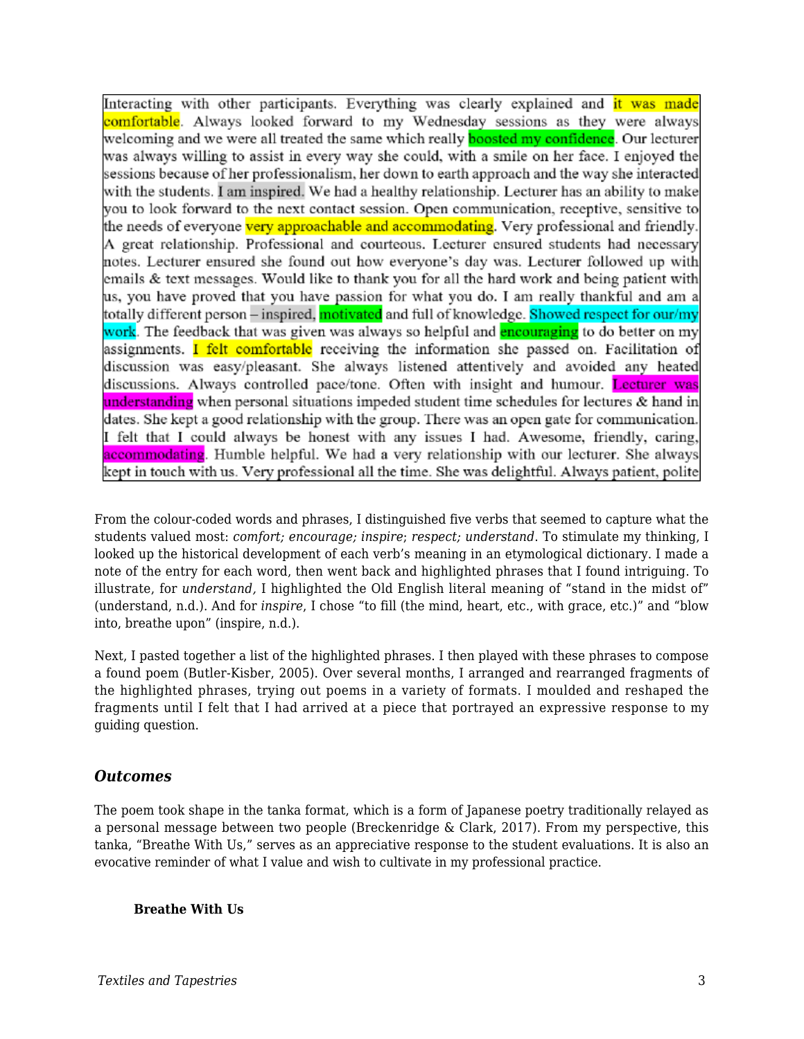Interacting with other participants. Everything was clearly explained and it was made comfortable. Always looked forward to my Wednesday sessions as they were always welcoming and we were all treated the same which really boosted my confidence. Our lecturer was always willing to assist in every way she could, with a smile on her face. I enjoyed the sessions because of her professionalism, her down to earth approach and the way she interacted with the students. I am inspired. We had a healthy relationship. Lecturer has an ability to make you to look forward to the next contact session. Open communication, receptive, sensitive to the needs of everyone very approachable and accommodating. Very professional and friendly. A great relationship. Professional and courteous. Lecturer ensured students had necessary notes. Lecturer ensured she found out how everyone's day was. Lecturer followed up with emails & text messages. Would like to thank you for all the hard work and being patient with us, you have proved that you have passion for what you do. I am really thankful and am a totally different person – inspired, motivated and full of knowledge. Showed respect for our/my work. The feedback that was given was always so helpful and encouraging to do better on my assignments. I felt comfortable receiving the information she passed on. Facilitation of discussion was easy/pleasant. She always listened attentively and avoided any heated discussions. Always controlled pace/tone. Often with insight and humour. Lecturer was understanding when personal situations impeded student time schedules for lectures & hand in dates. She kept a good relationship with the group. There was an open gate for communication. I felt that I could always be honest with any issues I had. Awesome, friendly, caring, accommodating. Humble helpful. We had a very relationship with our lecturer. She always kept in touch with us. Very professional all the time. She was delightful. Always patient, polite

From the colour-coded words and phrases, I distinguished five verbs that seemed to capture what the students valued most: *comfort; encourage; inspire; respect; understand*. To stimulate my thinking, I looked up the historical development of each verb's meaning in an etymological dictionary. I made a note of the entry for each word, then went back and highlighted phrases that I found intriguing. To illustrate, for *understand,* I highlighted the Old English literal meaning of "stand in the midst of" (understand, n.d.). And for *inspire*, I chose "to fill (the mind, heart, etc., with grace, etc.)" and "blow into, breathe upon" (inspire, n.d.).

Next, I pasted together a list of the highlighted phrases. I then played with these phrases to compose a found poem (Butler-Kisber, 2005). Over several months, I arranged and rearranged fragments of the highlighted phrases, trying out poems in a variety of formats. I moulded and reshaped the fragments until I felt that I had arrived at a piece that portrayed an expressive response to my guiding question.

### *Outcomes*

The poem took shape in the tanka format, which is a form of Japanese poetry traditionally relayed as a personal message between two people (Breckenridge & Clark, 2017). From my perspective, this tanka, "Breathe With Us," serves as an appreciative response to the student evaluations. It is also an evocative reminder of what I value and wish to cultivate in my professional practice.

**Breathe With Us**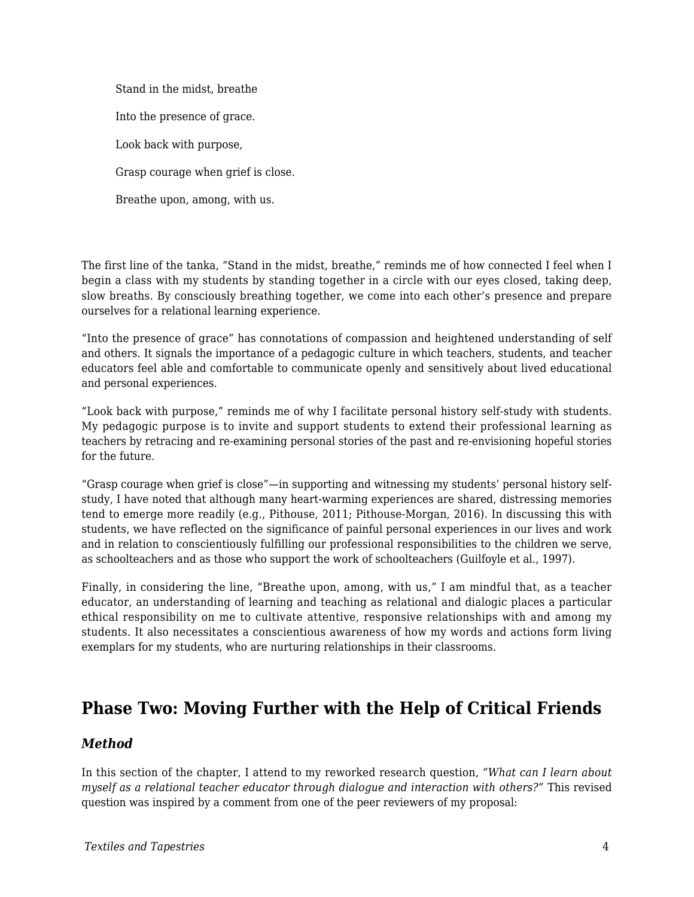> Stand in the midst, breathe
>
> Into the presence of grace.
>
> Look back with purpose,
>
> Grasp courage when grief is close.
>
> Breathe upon, among, with us.

The first line of the tanka, "Stand in the midst, breathe," reminds me of how connected I feel when I begin a class with my students by standing together in a circle with our eyes closed, taking deep, slow breaths. By consciously breathing together, we come into each other's presence and prepare ourselves for a relational learning experience.

"Into the presence of grace" has connotations of compassion and heightened understanding of self and others. It signals the importance of a pedagogic culture in which teachers, students, and teacher educators feel able and comfortable to communicate openly and sensitively about lived educational and personal experiences.

"Look back with purpose," reminds me of why I facilitate personal history self-study with students. My pedagogic purpose is to invite and support students to extend their professional learning as teachers by retracing and re-examining personal stories of the past and re-envisioning hopeful stories for the future.

"Grasp courage when grief is close"—in supporting and witnessing my students' personal history self-study, I have noted that although many heart-warming experiences are shared, distressing memories tend to emerge more readily (e.g., Pithouse, 2011; Pithouse-Morgan, 2016). In discussing this with students, we have reflected on the significance of painful personal experiences in our lives and work and in relation to conscientiously fulfilling our professional responsibilities to the children we serve, as schoolteachers and as those who support the work of schoolteachers (Guilfoyle et al., 1997).

Finally, in considering the line, "Breathe upon, among, with us," I am mindful that, as a teacher educator, an understanding of learning and teaching as relational and dialogic places a particular ethical responsibility on me to cultivate attentive, responsive relationships with and among my students. It also necessitates a conscientious awareness of how my words and actions form living exemplars for my students, who are nurturing relationships in their classrooms.

## Phase Two: Moving Further with the Help of Critical Friends

### *Method*

In this section of the chapter, I attend to my reworked research question, *"What can I learn about myself as a relational teacher educator through dialogue and interaction with others?"* This revised question was inspired by a comment from one of the peer reviewers of my proposal: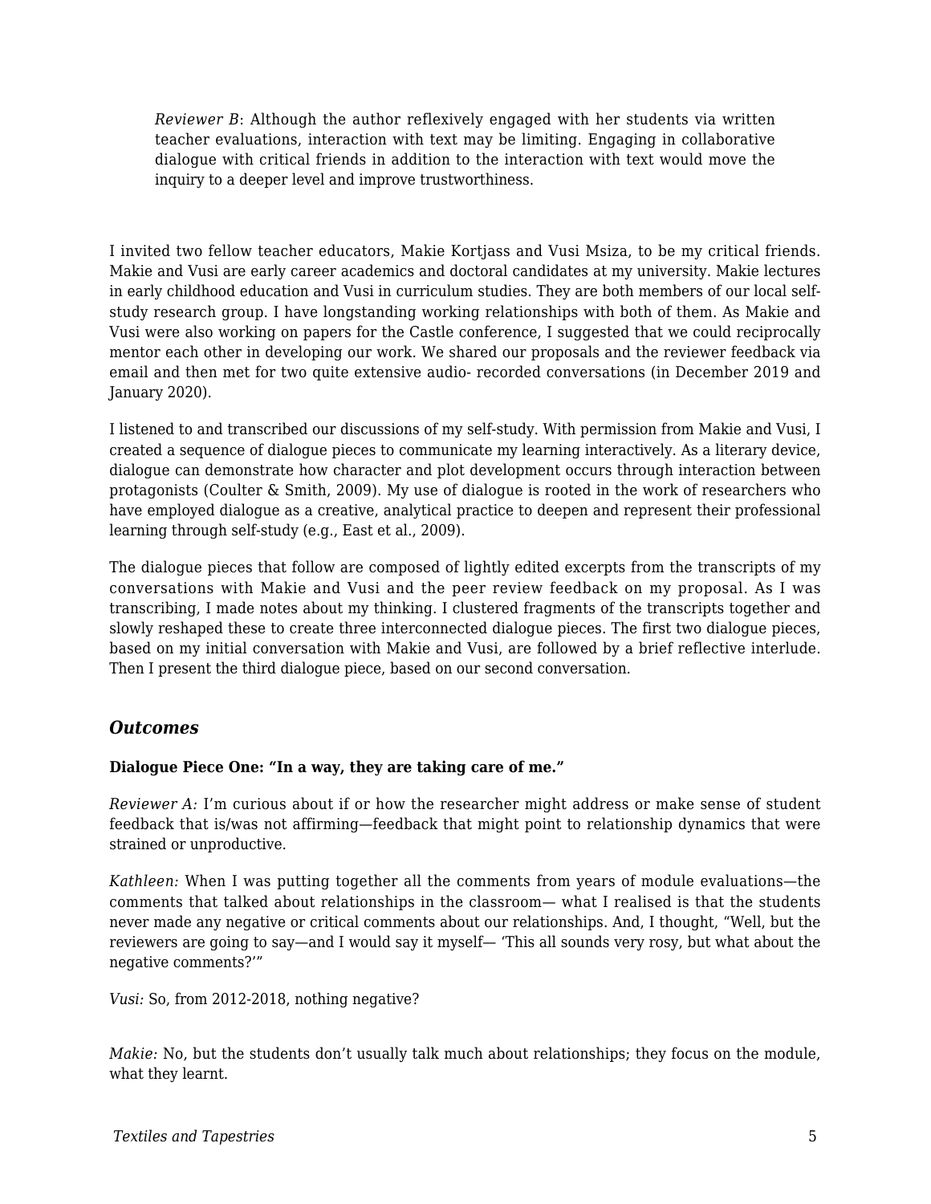> *Reviewer B*: Although the author reflexively engaged with her students via written teacher evaluations, interaction with text may be limiting. Engaging in collaborative dialogue with critical friends in addition to the interaction with text would move the inquiry to a deeper level and improve trustworthiness.

I invited two fellow teacher educators, Makie Kortjass and Vusi Msiza, to be my critical friends. Makie and Vusi are early career academics and doctoral candidates at my university. Makie lectures in early childhood education and Vusi in curriculum studies. They are both members of our local self-study research group. I have longstanding working relationships with both of them. As Makie and Vusi were also working on papers for the Castle conference, I suggested that we could reciprocally mentor each other in developing our work. We shared our proposals and the reviewer feedback via email and then met for two quite extensive audio- recorded conversations (in December 2019 and January 2020).

I listened to and transcribed our discussions of my self-study. With permission from Makie and Vusi, I created a sequence of dialogue pieces to communicate my learning interactively. As a literary device, dialogue can demonstrate how character and plot development occurs through interaction between protagonists (Coulter & Smith, 2009). My use of dialogue is rooted in the work of researchers who have employed dialogue as a creative, analytical practice to deepen and represent their professional learning through self-study (e.g., East et al., 2009).

The dialogue pieces that follow are composed of lightly edited excerpts from the transcripts of my conversations with Makie and Vusi and the peer review feedback on my proposal. As I was transcribing, I made notes about my thinking. I clustered fragments of the transcripts together and slowly reshaped these to create three interconnected dialogue pieces. The first two dialogue pieces, based on my initial conversation with Makie and Vusi, are followed by a brief reflective interlude. Then I present the third dialogue piece, based on our second conversation.

### *Outcomes*

**Dialogue Piece One: "In a way, they are taking care of me."**

*Reviewer A:* I'm curious about if or how the researcher might address or make sense of student feedback that is/was not affirming—feedback that might point to relationship dynamics that were strained or unproductive.

*Kathleen:* When I was putting together all the comments from years of module evaluations—the comments that talked about relationships in the classroom— what I realised is that the students never made any negative or critical comments about our relationships. And, I thought, "Well, but the reviewers are going to say—and I would say it myself— 'This all sounds very rosy, but what about the negative comments?'"

*Vusi:* So, from 2012-2018, nothing negative?

*Makie:* No, but the students don't usually talk much about relationships; they focus on the module, what they learnt.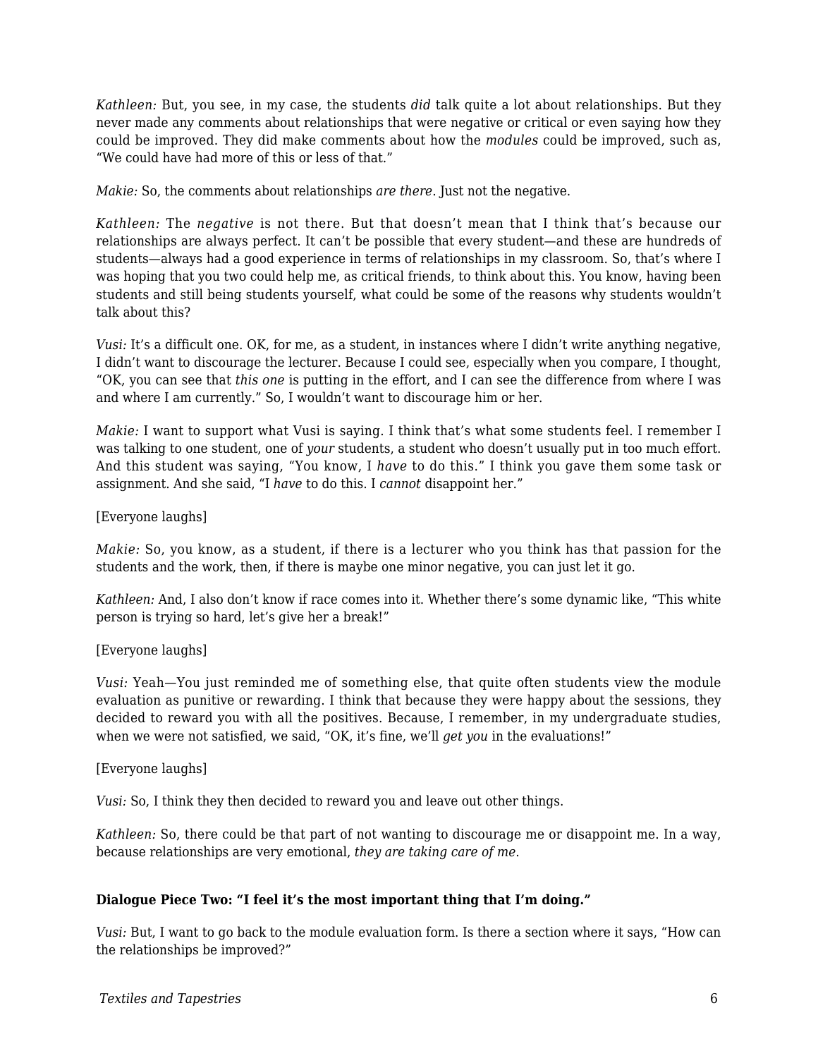*Kathleen:* But, you see, in my case, the students *did* talk quite a lot about relationships. But they never made any comments about relationships that were negative or critical or even saying how they could be improved. They did make comments about how the *modules* could be improved, such as, "We could have had more of this or less of that."

*Makie:* So, the comments about relationships *are there*. Just not the negative.

*Kathleen:* The *negative* is not there. But that doesn't mean that I think that's because our relationships are always perfect. It can't be possible that every student—and these are hundreds of students—always had a good experience in terms of relationships in my classroom. So, that's where I was hoping that you two could help me, as critical friends, to think about this. You know, having been students and still being students yourself, what could be some of the reasons why students wouldn't talk about this?

*Vusi:* It's a difficult one. OK, for me, as a student, in instances where I didn't write anything negative, I didn't want to discourage the lecturer. Because I could see, especially when you compare, I thought, "OK, you can see that *this one* is putting in the effort, and I can see the difference from where I was and where I am currently." So, I wouldn't want to discourage him or her.

*Makie:* I want to support what Vusi is saying. I think that's what some students feel. I remember I was talking to one student, one of *your* students, a student who doesn't usually put in too much effort. And this student was saying, "You know, I *have* to do this." I think you gave them some task or assignment. And she said, "I *have* to do this. I *cannot* disappoint her."

[Everyone laughs]

*Makie:* So, you know, as a student, if there is a lecturer who you think has that passion for the students and the work, then, if there is maybe one minor negative, you can just let it go.

*Kathleen:* And, I also don't know if race comes into it. Whether there's some dynamic like, "This white person is trying so hard, let's give her a break!"

[Everyone laughs]

*Vusi:* Yeah—You just reminded me of something else, that quite often students view the module evaluation as punitive or rewarding. I think that because they were happy about the sessions, they decided to reward you with all the positives. Because, I remember, in my undergraduate studies, when we were not satisfied, we said, "OK, it's fine, we'll *get you* in the evaluations!"

[Everyone laughs]

*Vusi:* So, I think they then decided to reward you and leave out other things.

*Kathleen:* So, there could be that part of not wanting to discourage me or disappoint me. In a way, because relationships are very emotional, *they are taking care of me*.

**Dialogue Piece Two: "I feel it's the most important thing that I'm doing."**

*Vusi:* But, I want to go back to the module evaluation form. Is there a section where it says, "How can the relationships be improved?"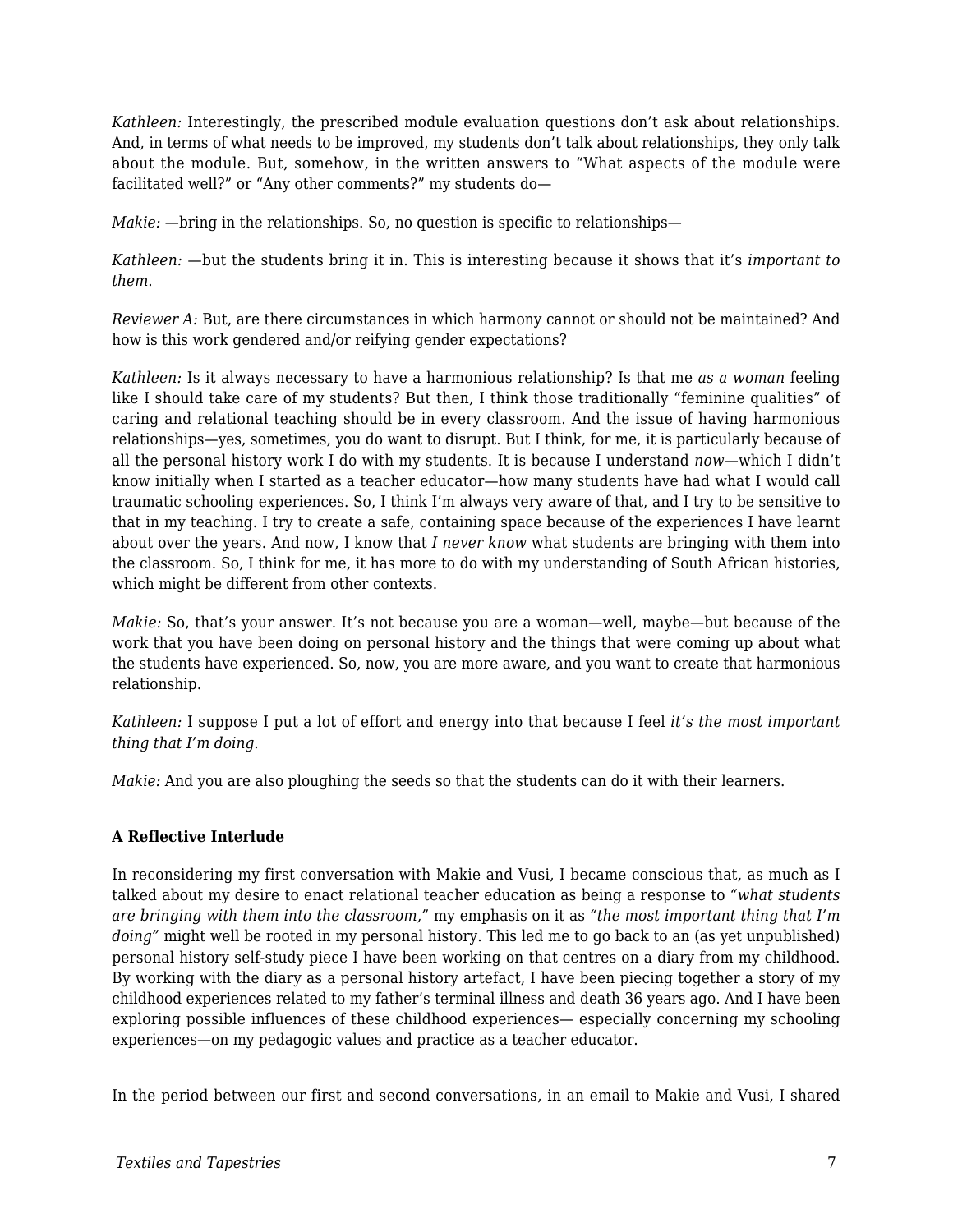*Kathleen:* Interestingly, the prescribed module evaluation questions don't ask about relationships. And, in terms of what needs to be improved, my students don't talk about relationships, they only talk about the module. But, somehow, in the written answers to "What aspects of the module were facilitated well?" or "Any other comments?" my students do—

*Makie:* —bring in the relationships. So, no question is specific to relationships—

*Kathleen:* —but the students bring it in. This is interesting because it shows that it's *important to them*.

*Reviewer A:* But, are there circumstances in which harmony cannot or should not be maintained? And how is this work gendered and/or reifying gender expectations?

*Kathleen:* Is it always necessary to have a harmonious relationship? Is that me *as a woman* feeling like I should take care of my students? But then, I think those traditionally "feminine qualities" of caring and relational teaching should be in every classroom. And the issue of having harmonious relationships—yes, sometimes, you do want to disrupt. But I think, for me, it is particularly because of all the personal history work I do with my students. It is because I understand *now*—which I didn't know initially when I started as a teacher educator—how many students have had what I would call traumatic schooling experiences. So, I think I'm always very aware of that, and I try to be sensitive to that in my teaching. I try to create a safe, containing space because of the experiences I have learnt about over the years. And now, I know that *I never know* what students are bringing with them into the classroom. So, I think for me, it has more to do with my understanding of South African histories, which might be different from other contexts.

*Makie:* So, that's your answer. It's not because you are a woman—well, maybe—but because of the work that you have been doing on personal history and the things that were coming up about what the students have experienced. So, now, you are more aware, and you want to create that harmonious relationship.

*Kathleen:* I suppose I put a lot of effort and energy into that because I feel *it's the most important thing that I'm doing.*

*Makie:* And you are also ploughing the seeds so that the students can do it with their learners.

**A Reflective Interlude**

In reconsidering my first conversation with Makie and Vusi, I became conscious that, as much as I talked about my desire to enact relational teacher education as being a response to *"what students are bringing with them into the classroom,"* my emphasis on it as *"the most important thing that I'm doing"* might well be rooted in my personal history. This led me to go back to an (as yet unpublished) personal history self-study piece I have been working on that centres on a diary from my childhood. By working with the diary as a personal history artefact, I have been piecing together a story of my childhood experiences related to my father's terminal illness and death 36 years ago. And I have been exploring possible influences of these childhood experiences— especially concerning my schooling experiences—on my pedagogic values and practice as a teacher educator.

In the period between our first and second conversations, in an email to Makie and Vusi, I shared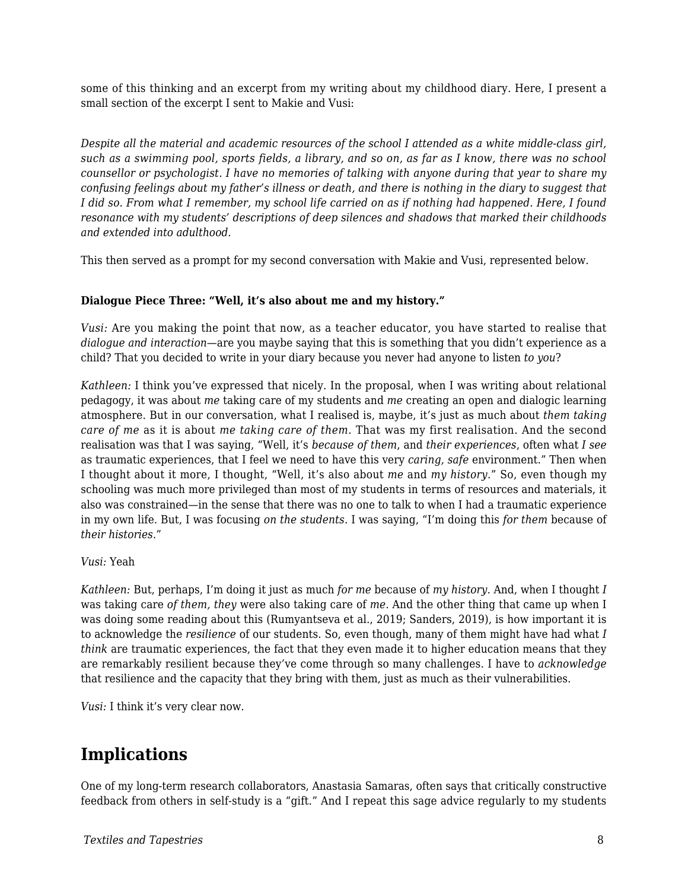some of this thinking and an excerpt from my writing about my childhood diary. Here, I present a small section of the excerpt I sent to Makie and Vusi:

*Despite all the material and academic resources of the school I attended as a white middle-class girl, such as a swimming pool, sports fields, a library, and so on, as far as I know, there was no school counsellor or psychologist. I have no memories of talking with anyone during that year to share my confusing feelings about my father's illness or death, and there is nothing in the diary to suggest that I did so. From what I remember, my school life carried on as if nothing had happened. Here, I found resonance with my students' descriptions of deep silences and shadows that marked their childhoods and extended into adulthood.*

This then served as a prompt for my second conversation with Makie and Vusi, represented below.

**Dialogue Piece Three: "Well, it's also about me and my history."**

*Vusi:* Are you making the point that now, as a teacher educator, you have started to realise that *dialogue and interaction*—are you maybe saying that this is something that you didn't experience as a child? That you decided to write in your diary because you never had anyone to listen *to you*?

*Kathleen:* I think you've expressed that nicely. In the proposal, when I was writing about relational pedagogy, it was about *me* taking care of my students and *me* creating an open and dialogic learning atmosphere. But in our conversation, what I realised is, maybe, it's just as much about *them taking care of me* as it is about *me taking care of them*. That was my first realisation. And the second realisation was that I was saying, "Well, it's *because of them*, and *their experiences*, often what *I see* as traumatic experiences, that I feel we need to have this very *caring, safe* environment." Then when I thought about it more, I thought, "Well, it's also about *me* and *my history*." So, even though my schooling was much more privileged than most of my students in terms of resources and materials, it also was constrained—in the sense that there was no one to talk to when I had a traumatic experience in my own life. But, I was focusing *on the students*. I was saying, "I'm doing this *for them* because of *their histories*."

*Vusi:* Yeah

*Kathleen:* But, perhaps, I'm doing it just as much *for me* because of *my history*. And, when I thought *I* was taking care *of them, they* were also taking care of *me*. And the other thing that came up when I was doing some reading about this (Rumyantseva et al., 2019; Sanders, 2019), is how important it is to acknowledge the *resilience* of our students. So, even though, many of them might have had what *I think* are traumatic experiences, the fact that they even made it to higher education means that they are remarkably resilient because they've come through so many challenges. I have to *acknowledge* that resilience and the capacity that they bring with them, just as much as their vulnerabilities.

*Vusi:* I think it's very clear now.

## Implications

One of my long-term research collaborators, Anastasia Samaras, often says that critically constructive feedback from others in self-study is a "gift." And I repeat this sage advice regularly to my students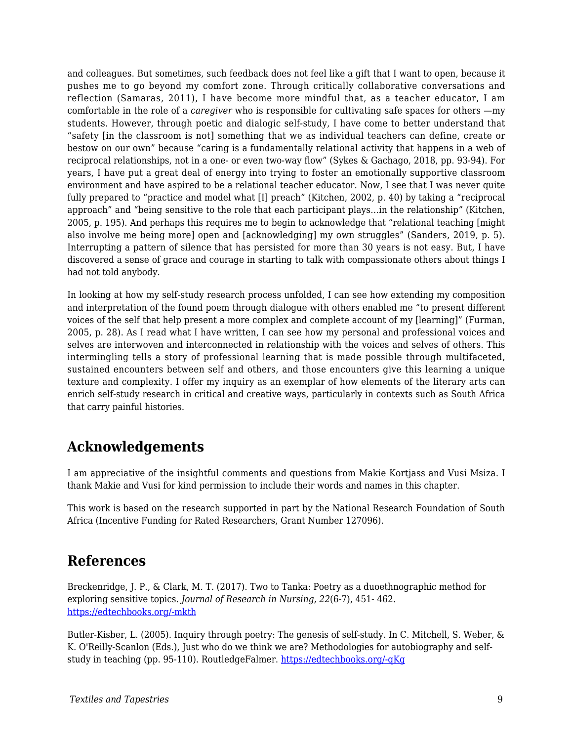and colleagues. But sometimes, such feedback does not feel like a gift that I want to open, because it pushes me to go beyond my comfort zone. Through critically collaborative conversations and reflection (Samaras, 2011), I have become more mindful that, as a teacher educator, I am comfortable in the role of a *caregiver* who is responsible for cultivating safe spaces for others —my students. However, through poetic and dialogic self-study, I have come to better understand that "safety [in the classroom is not] something that we as individual teachers can define, create or bestow on our own" because "caring is a fundamentally relational activity that happens in a web of reciprocal relationships, not in a one- or even two-way flow" (Sykes & Gachago, 2018, pp. 93-94). For years, I have put a great deal of energy into trying to foster an emotionally supportive classroom environment and have aspired to be a relational teacher educator. Now, I see that I was never quite fully prepared to "practice and model what [I] preach" (Kitchen, 2002, p. 40) by taking a "reciprocal approach" and "being sensitive to the role that each participant plays…in the relationship" (Kitchen, 2005, p. 195). And perhaps this requires me to begin to acknowledge that "relational teaching [might also involve me being more] open and [acknowledging] my own struggles" (Sanders, 2019, p. 5). Interrupting a pattern of silence that has persisted for more than 30 years is not easy. But, I have discovered a sense of grace and courage in starting to talk with compassionate others about things I had not told anybody.

In looking at how my self-study research process unfolded, I can see how extending my composition and interpretation of the found poem through dialogue with others enabled me "to present different voices of the self that help present a more complex and complete account of my [learning]" (Furman, 2005, p. 28). As I read what I have written, I can see how my personal and professional voices and selves are interwoven and interconnected in relationship with the voices and selves of others. This intermingling tells a story of professional learning that is made possible through multifaceted, sustained encounters between self and others, and those encounters give this learning a unique texture and complexity. I offer my inquiry as an exemplar of how elements of the literary arts can enrich self-study research in critical and creative ways, particularly in contexts such as South Africa that carry painful histories.

## Acknowledgements

I am appreciative of the insightful comments and questions from Makie Kortjass and Vusi Msiza. I thank Makie and Vusi for kind permission to include their words and names in this chapter.

This work is based on the research supported in part by the National Research Foundation of South Africa (Incentive Funding for Rated Researchers, Grant Number 127096).

## References

Breckenridge, J. P., & Clark, M. T. (2017). Two to Tanka: Poetry as a duoethnographic method for exploring sensitive topics. *Journal of Research in Nursing, 22*(6-7), 451- 462. https://edtechbooks.org/-mkth

Butler-Kisber, L. (2005). Inquiry through poetry: The genesis of self-study. In C. Mitchell, S. Weber, & K. O'Reilly-Scanlon (Eds.), Just who do we think we are? Methodologies for autobiography and self-study in teaching (pp. 95-110). RoutledgeFalmer. https://edtechbooks.org/-qKg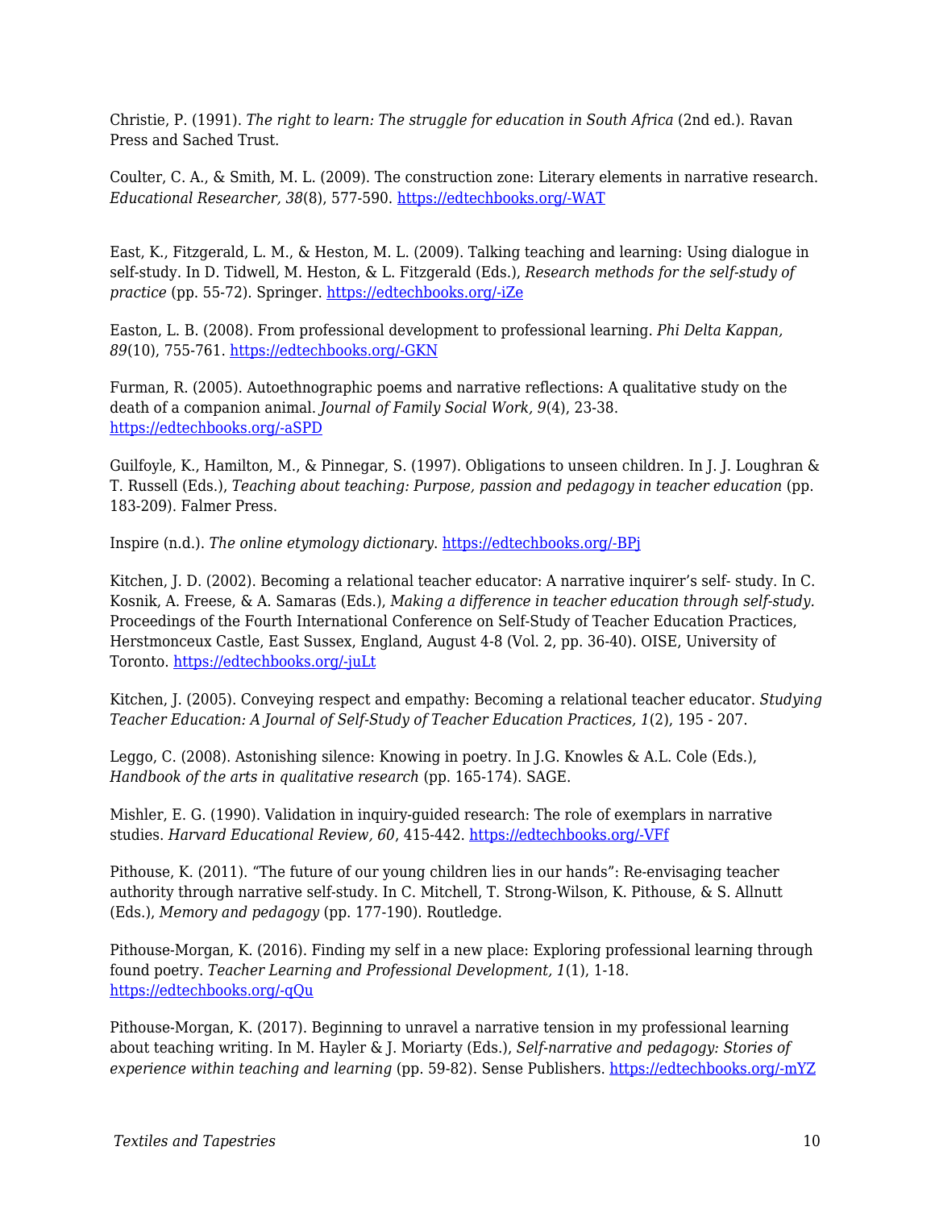Christie, P. (1991). *The right to learn: The struggle for education in South Africa* (2nd ed.). Ravan Press and Sached Trust.

Coulter, C. A., & Smith, M. L. (2009). The construction zone: Literary elements in narrative research. *Educational Researcher, 38*(8), 577-590. https://edtechbooks.org/-WAT

East, K., Fitzgerald, L. M., & Heston, M. L. (2009). Talking teaching and learning: Using dialogue in self-study. In D. Tidwell, M. Heston, & L. Fitzgerald (Eds.), *Research methods for the self-study of practice* (pp. 55-72). Springer. https://edtechbooks.org/-iZe

Easton, L. B. (2008). From professional development to professional learning. *Phi Delta Kappan, 89*(10), 755-761. https://edtechbooks.org/-GKN

Furman, R. (2005). Autoethnographic poems and narrative reflections: A qualitative study on the death of a companion animal. *Journal of Family Social Work, 9*(4), 23-38. https://edtechbooks.org/-aSPD

Guilfoyle, K., Hamilton, M., & Pinnegar, S. (1997). Obligations to unseen children. In J. J. Loughran & T. Russell (Eds.), *Teaching about teaching: Purpose, passion and pedagogy in teacher education* (pp. 183-209). Falmer Press.

Inspire (n.d.). *The online etymology dictionary*. https://edtechbooks.org/-BPj

Kitchen, J. D. (2002). Becoming a relational teacher educator: A narrative inquirer's self- study. In C. Kosnik, A. Freese, & A. Samaras (Eds.), *Making a difference in teacher education through self-study.* Proceedings of the Fourth International Conference on Self-Study of Teacher Education Practices, Herstmonceux Castle, East Sussex, England, August 4-8 (Vol. 2, pp. 36-40). OISE, University of Toronto. https://edtechbooks.org/-juLt

Kitchen, J. (2005). Conveying respect and empathy: Becoming a relational teacher educator. *Studying Teacher Education: A Journal of Self-Study of Teacher Education Practices, 1*(2), 195 - 207.

Leggo, C. (2008). Astonishing silence: Knowing in poetry. In J.G. Knowles & A.L. Cole (Eds.), *Handbook of the arts in qualitative research* (pp. 165-174). SAGE.

Mishler, E. G. (1990). Validation in inquiry-guided research: The role of exemplars in narrative studies. *Harvard Educational Review, 60*, 415-442. https://edtechbooks.org/-VFf

Pithouse, K. (2011). "The future of our young children lies in our hands": Re-envisaging teacher authority through narrative self-study. In C. Mitchell, T. Strong-Wilson, K. Pithouse, & S. Allnutt (Eds.), *Memory and pedagogy* (pp. 177-190). Routledge.

Pithouse-Morgan, K. (2016). Finding my self in a new place: Exploring professional learning through found poetry. *Teacher Learning and Professional Development, 1*(1), 1-18. https://edtechbooks.org/-qQu

Pithouse-Morgan, K. (2017). Beginning to unravel a narrative tension in my professional learning about teaching writing. In M. Hayler & J. Moriarty (Eds.), *Self-narrative and pedagogy: Stories of experience within teaching and learning* (pp. 59-82). Sense Publishers. https://edtechbooks.org/-mYZ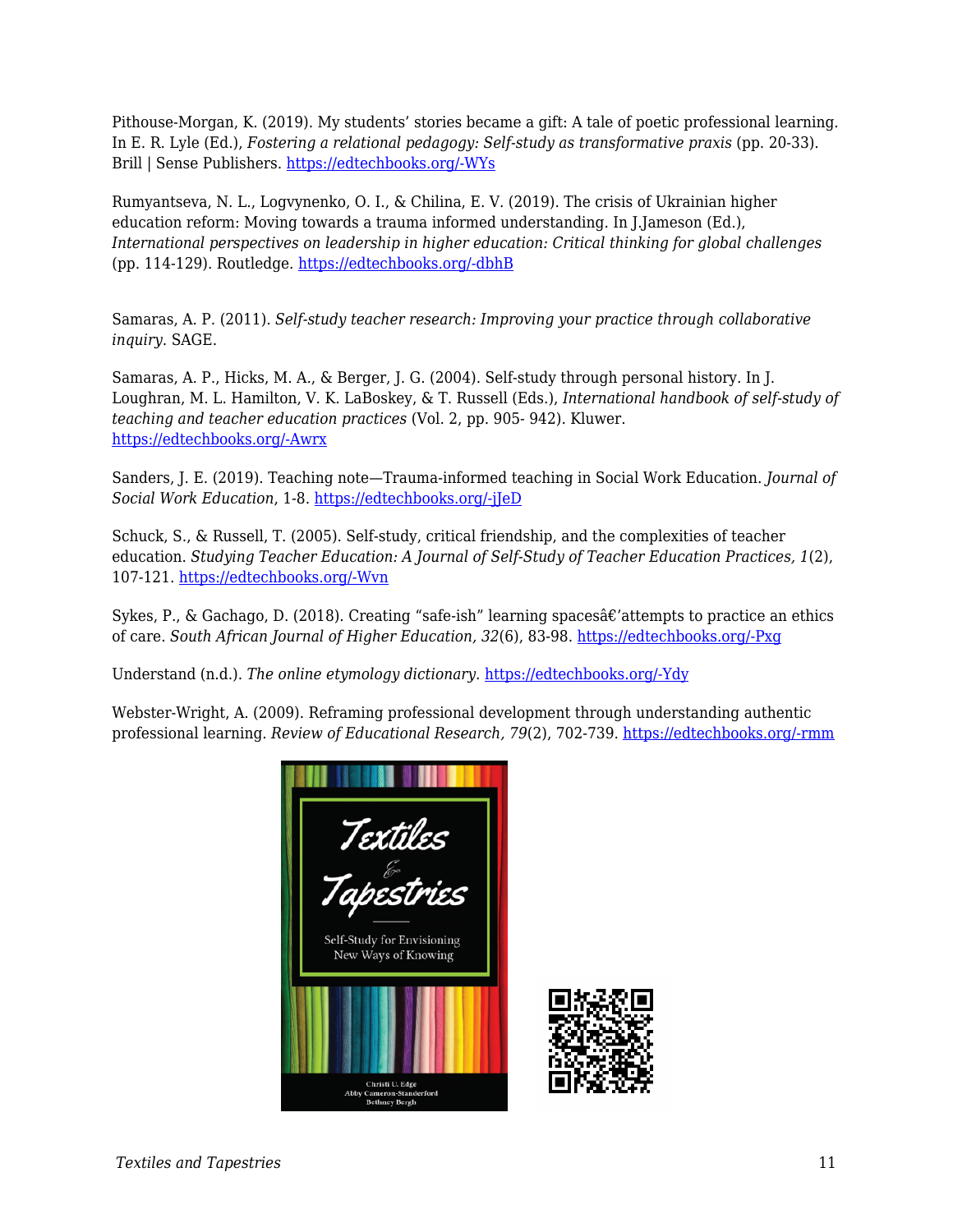Pithouse-Morgan, K. (2019). My students' stories became a gift: A tale of poetic professional learning. In E. R. Lyle (Ed.), *Fostering a relational pedagogy: Self-study as transformative praxis* (pp. 20-33). Brill | Sense Publishers. [https://edtechbooks.org/-WYs](https://edtechbooks.org/-WYs)

Rumyantseva, N. L., Logvynenko, O. I., & Chilina, E. V. (2019). The crisis of Ukrainian higher education reform: Moving towards a trauma informed understanding. In J.Jameson (Ed.), *International perspectives on leadership in higher education: Critical thinking for global challenges* (pp. 114-129). Routledge. [https://edtechbooks.org/-dbhB](https://edtechbooks.org/-dbhB)

Samaras, A. P. (2011). *Self-study teacher research: Improving your practice through collaborative inquiry*. SAGE.

Samaras, A. P., Hicks, M. A., & Berger, J. G. (2004). Self-study through personal history. In J. Loughran, M. L. Hamilton, V. K. LaBoskey, & T. Russell (Eds.), *International handbook of self-study of teaching and teacher education practices* (Vol. 2, pp. 905- 942). Kluwer. [https://edtechbooks.org/-Awrx](https://edtechbooks.org/-Awrx)

Sanders, J. E. (2019). Teaching note—Trauma-informed teaching in Social Work Education. *Journal of Social Work Education*, 1-8. [https://edtechbooks.org/-jJeD](https://edtechbooks.org/-jJeD)

Schuck, S., & Russell, T. (2005). Self-study, critical friendship, and the complexities of teacher education. *Studying Teacher Education: A Journal of Self-Study of Teacher Education Practices, 1*(2), 107-121. [https://edtechbooks.org/-Wvn](https://edtechbooks.org/-Wvn)

Sykes, P., & Gachago, D. (2018). Creating "safe-ish" learning spacesâ€'attempts to practice an ethics of care. *South African Journal of Higher Education, 32*(6), 83-98. [https://edtechbooks.org/-Pxg](https://edtechbooks.org/-Pxg)

Understand (n.d.). *The online etymology dictionary.* [https://edtechbooks.org/-Ydy](https://edtechbooks.org/-Ydy)

Webster-Wright, A. (2009). Reframing professional development through understanding authentic professional learning. *Review of Educational Research, 79*(2), 702-739. [https://edtechbooks.org/-rmm](https://edtechbooks.org/-rmm)

Textiles & Tapestries

Self-Study for Envisioning New Ways of Knowing

Christi U. Edge
Abby Cameron-Standerford
Bethney Bergh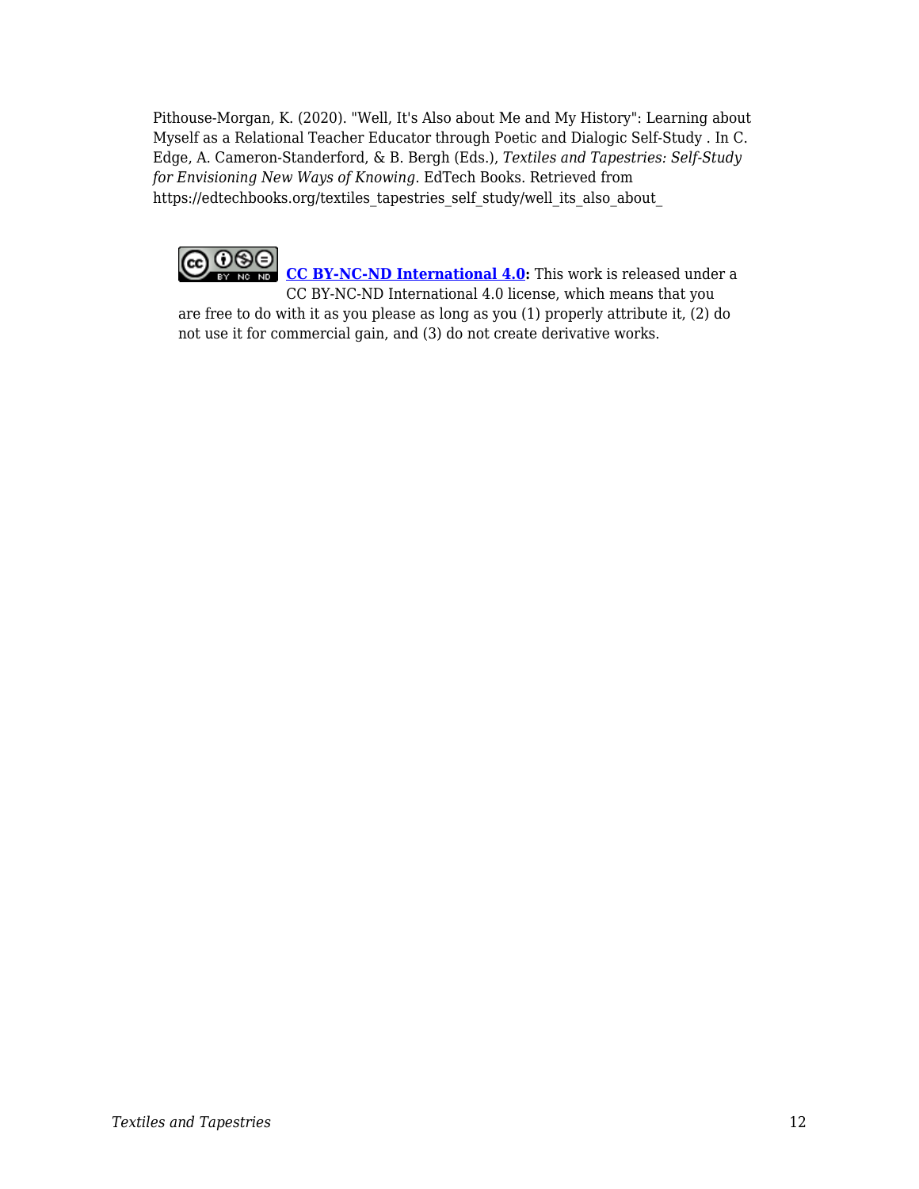Pithouse-Morgan, K. (2020). "Well, It's Also about Me and My History": Learning about Myself as a Relational Teacher Educator through Poetic and Dialogic Self-Study . In C. Edge, A. Cameron-Standerford, & B. Bergh (Eds.), *Textiles and Tapestries: Self-Study for Envisioning New Ways of Knowing*. EdTech Books. Retrieved from https://edtechbooks.org/textiles_tapestries_self_study/well_its_also_about_

**CC BY-NC-ND International 4.0:** This work is released under a CC BY-NC-ND International 4.0 license, which means that you are free to do with it as you please as long as you (1) properly attribute it, (2) do not use it for commercial gain, and (3) do not create derivative works.